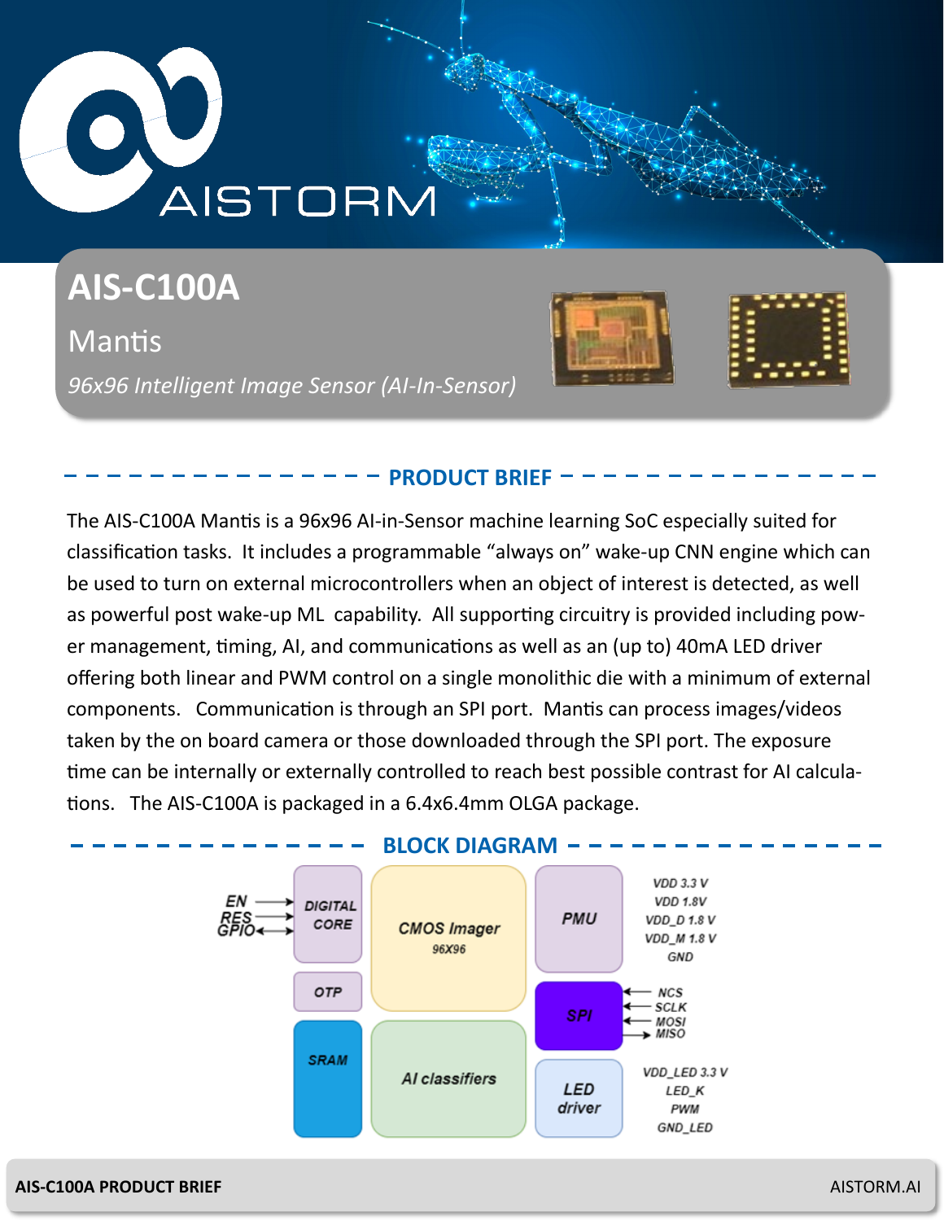# AIS-C100A

## Mantis

*96x96 Intelligent Image Sensor (AI-In-Sensor)*

## PRODUCT BRIEF

The AIS-C100A Mantis is a 96x96 AI-in-Sensor machine learning SoC especially suited for classification tasks. It includes a programmable "always on" wake-up CNN engine which can be used to turn on external microcontrollers when an object of interest is detected, as well as powerful post wake-up ML capability. All supporting circuitry is provided including power management, timing, AI, and communications as well as an (up to) 40mA LED driver offering both linear and PWM control on a single monolithic die with a minimum of external components. Communication is through an SPI port. Mantis can process images/videos taken by the on board camera or those downloaded through the SPI port. The exposure time can be internally or externally controlled to reach best possible contrast for AI calculations. The AIS-C100A is packaged in a 6.4x6.4mm OLGA package.

## BLOCK DIAGRAM

EN, RES, GPIO → DIGITAL CORE

OTP

SRAM

CMOS Imager 96X96

AI classifiers

PMU: VDD 3.3 V, VDD 1.8V, VDD_D 1.8 V, VDD_M 1.8 V, GND

SPI: NCS, SCLK, MOSI, MISO

LED driver: VDD_LED 3.3 V, LED_K, PWM, GND_LED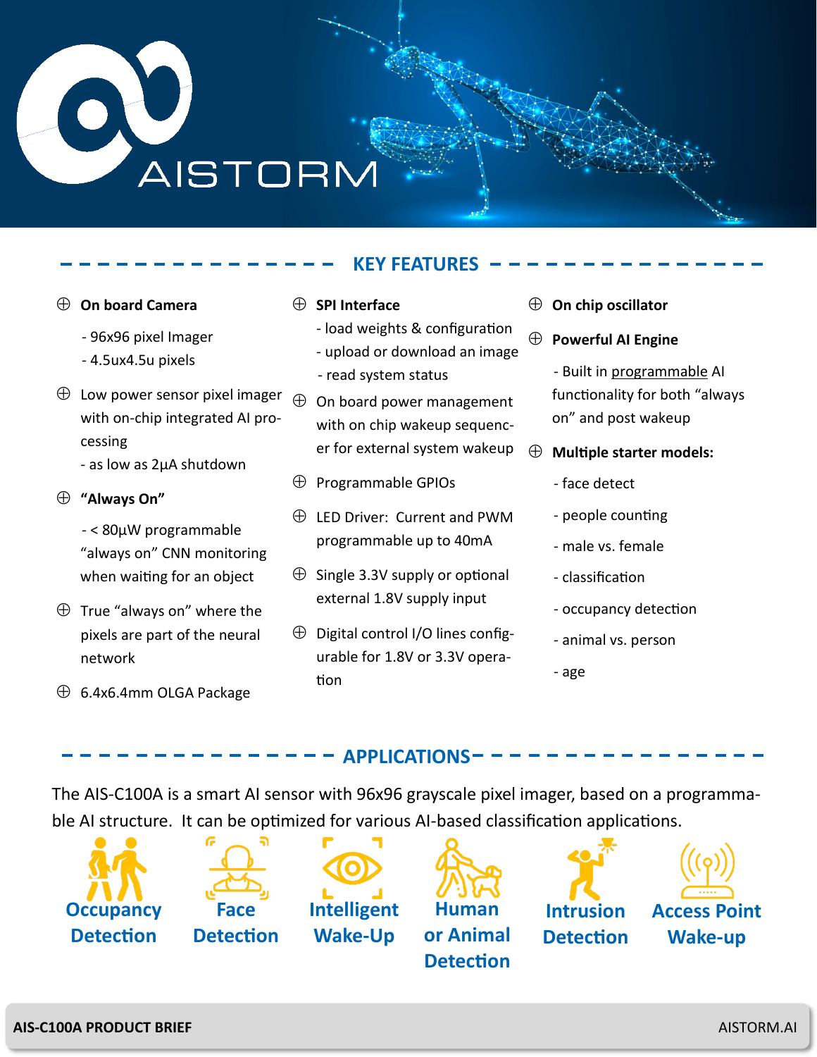# AISTORM

## KEY FEATURES

- **On board Camera**
  - 96x96 pixel Imager
  - 4.5ux4.5u pixels
- Low power sensor pixel imager with on-chip integrated AI processing
  - as low as 2µA shutdown
- **"Always On"**
  - < 80µW programmable "always on" CNN monitoring when waiting for an object
- True "always on" where the pixels are part of the neural network
- 6.4x6.4mm OLGA Package
- **SPI Interface**
  - load weights & configuration
  - upload or download an image
  - read system status
- On board power management with on chip wakeup sequencer for external system wakeup
- Programmable GPIOs
- LED Driver: Current and PWM programmable up to 40mA
- Single 3.3V supply or optional external 1.8V supply input
- Digital control I/O lines configurable for 1.8V or 3.3V operation
- **On chip oscillator**
- **Powerful AI Engine**
  - Built in programmable AI functionality for both "always on" and post wakeup
- **Multiple starter models:**
  - face detect
  - people counting
  - male vs. female
  - classification
  - occupancy detection
  - animal vs. person
  - age

## APPLICATIONS

The AIS-C100A is a smart AI sensor with 96x96 grayscale pixel imager, based on a programmable AI structure. It can be optimized for various AI-based classification applications.

- Occupancy Detection
- Face Detection
- Intelligent Wake-Up
- Human or Animal Detection
- Intrusion Detection
- Access Point Wake-up